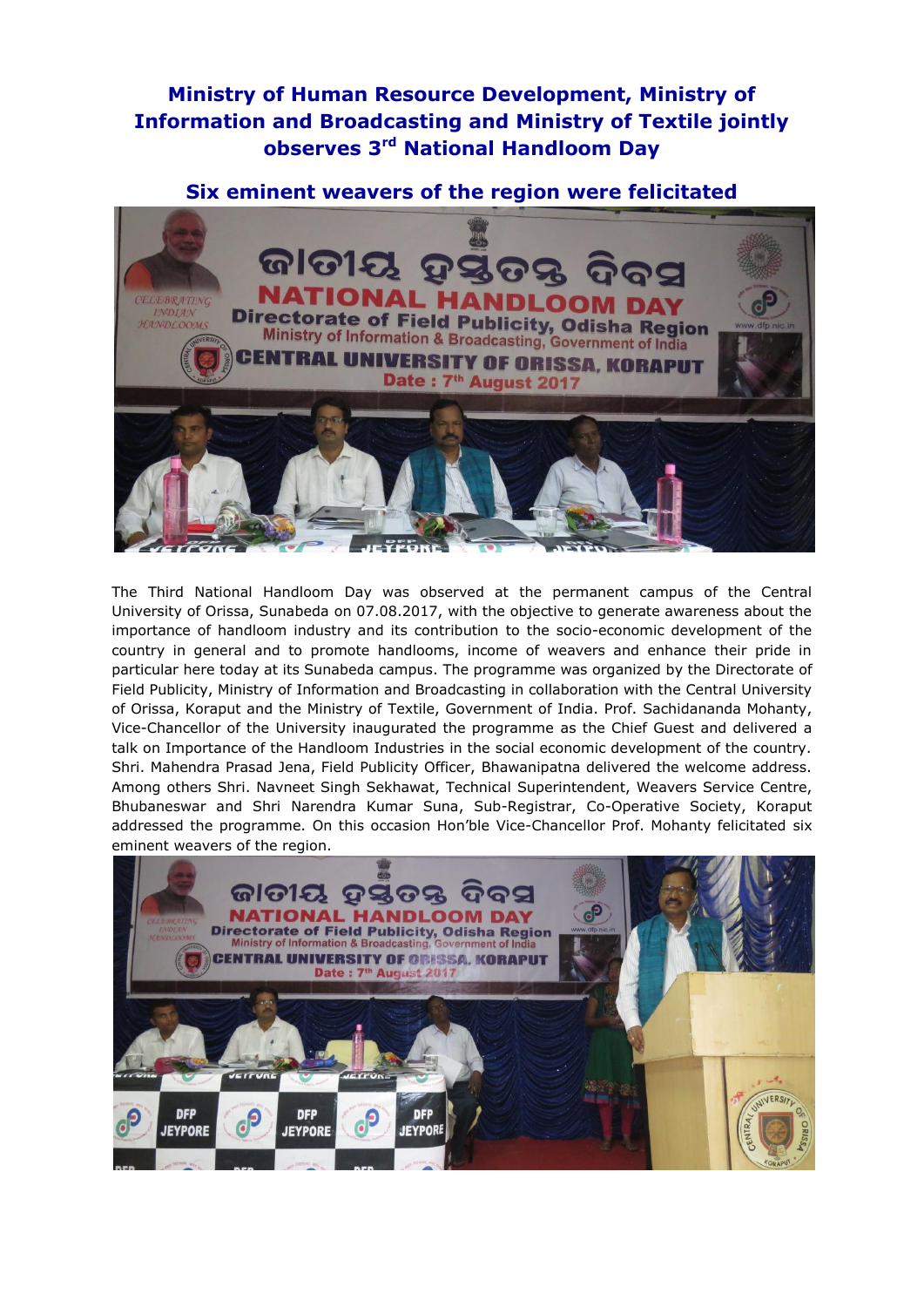# Ministry of Human Resource Development, Ministry of Information and Broadcasting and Ministry of Textile jointly observes 3rd National Handloom Day

## Six eminent weavers of the region were felicitated

The Third National Handloom Day was observed at the permanent campus of the Central University of Orissa, Sunabeda on 07.08.2017, with the objective to generate awareness about the importance of handloom industry and its contribution to the socio-economic development of the country in general and to promote handlooms, income of weavers and enhance their pride in particular here today at its Sunabeda campus. The programme was organized by the Directorate of Field Publicity, Ministry of Information and Broadcasting in collaboration with the Central University of Orissa, Koraput and the Ministry of Textile, Government of India. Prof. Sachidananda Mohanty, Vice-Chancellor of the University inaugurated the programme as the Chief Guest and delivered a talk on Importance of the Handloom Industries in the social economic development of the country. Shri. Mahendra Prasad Jena, Field Publicity Officer, Bhawanipatna delivered the welcome address. Among others Shri. Navneet Singh Sekhawat, Technical Superintendent, Weavers Service Centre, Bhubaneswar and Shri Narendra Kumar Suna, Sub-Registrar, Co-Operative Society, Koraput addressed the programme. On this occasion Hon'ble Vice-Chancellor Prof. Mohanty felicitated six eminent weavers of the region.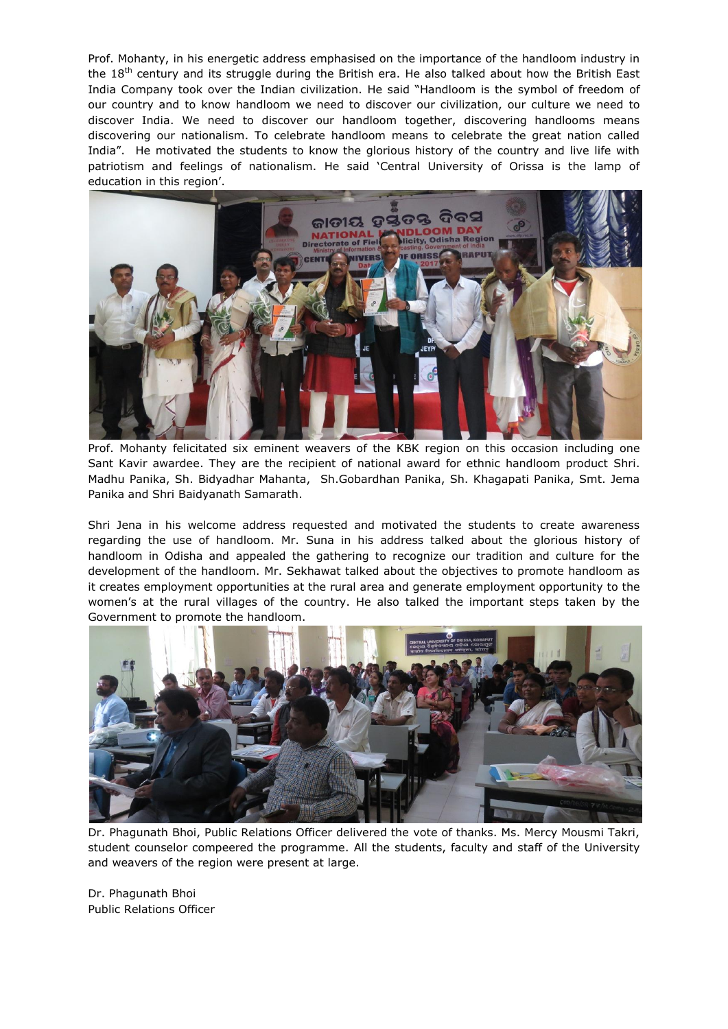Prof. Mohanty, in his energetic address emphasised on the importance of the handloom industry in the 18th century and its struggle during the British era. He also talked about how the British East India Company took over the Indian civilization. He said "Handloom is the symbol of freedom of our country and to know handloom we need to discover our civilization, our culture we need to discover India. We need to discover our handloom together, discovering handlooms means discovering our nationalism. To celebrate handloom means to celebrate the great nation called India". He motivated the students to know the glorious history of the country and live life with patriotism and feelings of nationalism. He said 'Central University of Orissa is the lamp of education in this region'.

Prof. Mohanty felicitated six eminent weavers of the KBK region on this occasion including one Sant Kavir awardee. They are the recipient of national award for ethnic handloom product Shri. Madhu Panika, Sh. Bidyadhar Mahanta, Sh.Gobardhan Panika, Sh. Khagapati Panika, Smt. Jema Panika and Shri Baidyanath Samarath.

Shri Jena in his welcome address requested and motivated the students to create awareness regarding the use of handloom. Mr. Suna in his address talked about the glorious history of handloom in Odisha and appealed the gathering to recognize our tradition and culture for the development of the handloom. Mr. Sekhawat talked about the objectives to promote handloom as it creates employment opportunities at the rural area and generate employment opportunity to the women's at the rural villages of the country. He also talked the important steps taken by the Government to promote the handloom.

Dr. Phagunath Bhoi, Public Relations Officer delivered the vote of thanks. Ms. Mercy Mousmi Takri, student counselor compeered the programme. All the students, faculty and staff of the University and weavers of the region were present at large.

Dr. Phagunath Bhoi
Public Relations Officer